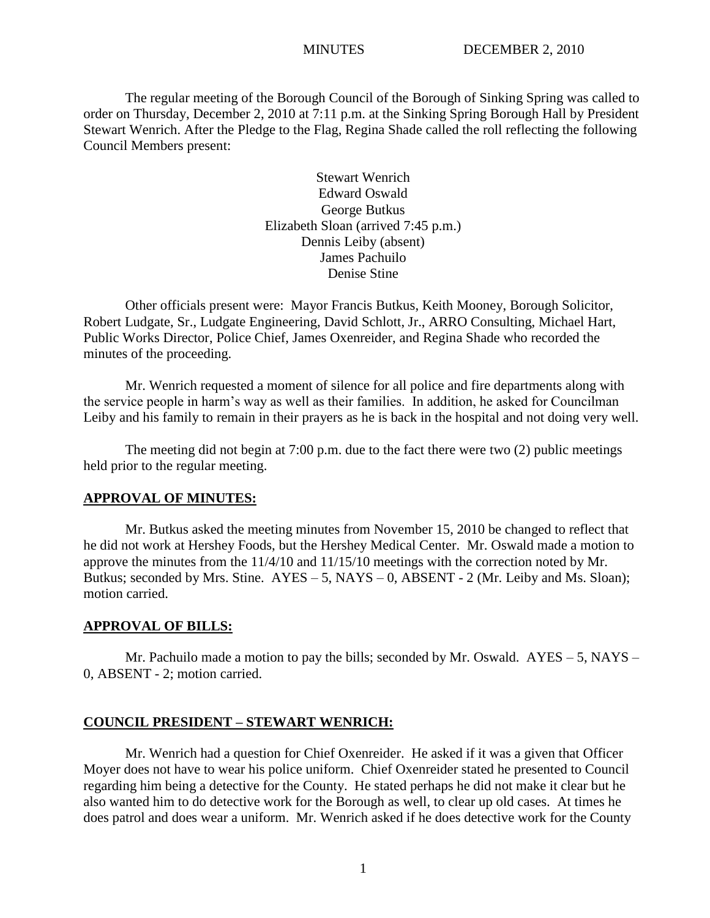MINUTES DECEMBER 2, 2010

The regular meeting of the Borough Council of the Borough of Sinking Spring was called to order on Thursday, December 2, 2010 at 7:11 p.m. at the Sinking Spring Borough Hall by President Stewart Wenrich. After the Pledge to the Flag, Regina Shade called the roll reflecting the following Council Members present:

Stewart Wenrich
Edward Oswald
George Butkus
Elizabeth Sloan (arrived 7:45 p.m.)
Dennis Leiby (absent)
James Pachuilo
Denise Stine

Other officials present were: Mayor Francis Butkus, Keith Mooney, Borough Solicitor, Robert Ludgate, Sr., Ludgate Engineering, David Schlott, Jr., ARRO Consulting, Michael Hart, Public Works Director, Police Chief, James Oxenreider, and Regina Shade who recorded the minutes of the proceeding.

Mr. Wenrich requested a moment of silence for all police and fire departments along with the service people in harm's way as well as their families. In addition, he asked for Councilman Leiby and his family to remain in their prayers as he is back in the hospital and not doing very well.

The meeting did not begin at 7:00 p.m. due to the fact there were two (2) public meetings held prior to the regular meeting.

## APPROVAL OF MINUTES:

Mr. Butkus asked the meeting minutes from November 15, 2010 be changed to reflect that he did not work at Hershey Foods, but the Hershey Medical Center. Mr. Oswald made a motion to approve the minutes from the 11/4/10 and 11/15/10 meetings with the correction noted by Mr. Butkus; seconded by Mrs. Stine. AYES – 5, NAYS – 0, ABSENT - 2 (Mr. Leiby and Ms. Sloan); motion carried.

## APPROVAL OF BILLS:

Mr. Pachuilo made a motion to pay the bills; seconded by Mr. Oswald. AYES – 5, NAYS – 0, ABSENT - 2; motion carried.

## COUNCIL PRESIDENT – STEWART WENRICH:

Mr. Wenrich had a question for Chief Oxenreider. He asked if it was a given that Officer Moyer does not have to wear his police uniform. Chief Oxenreider stated he presented to Council regarding him being a detective for the County. He stated perhaps he did not make it clear but he also wanted him to do detective work for the Borough as well, to clear up old cases. At times he does patrol and does wear a uniform. Mr. Wenrich asked if he does detective work for the County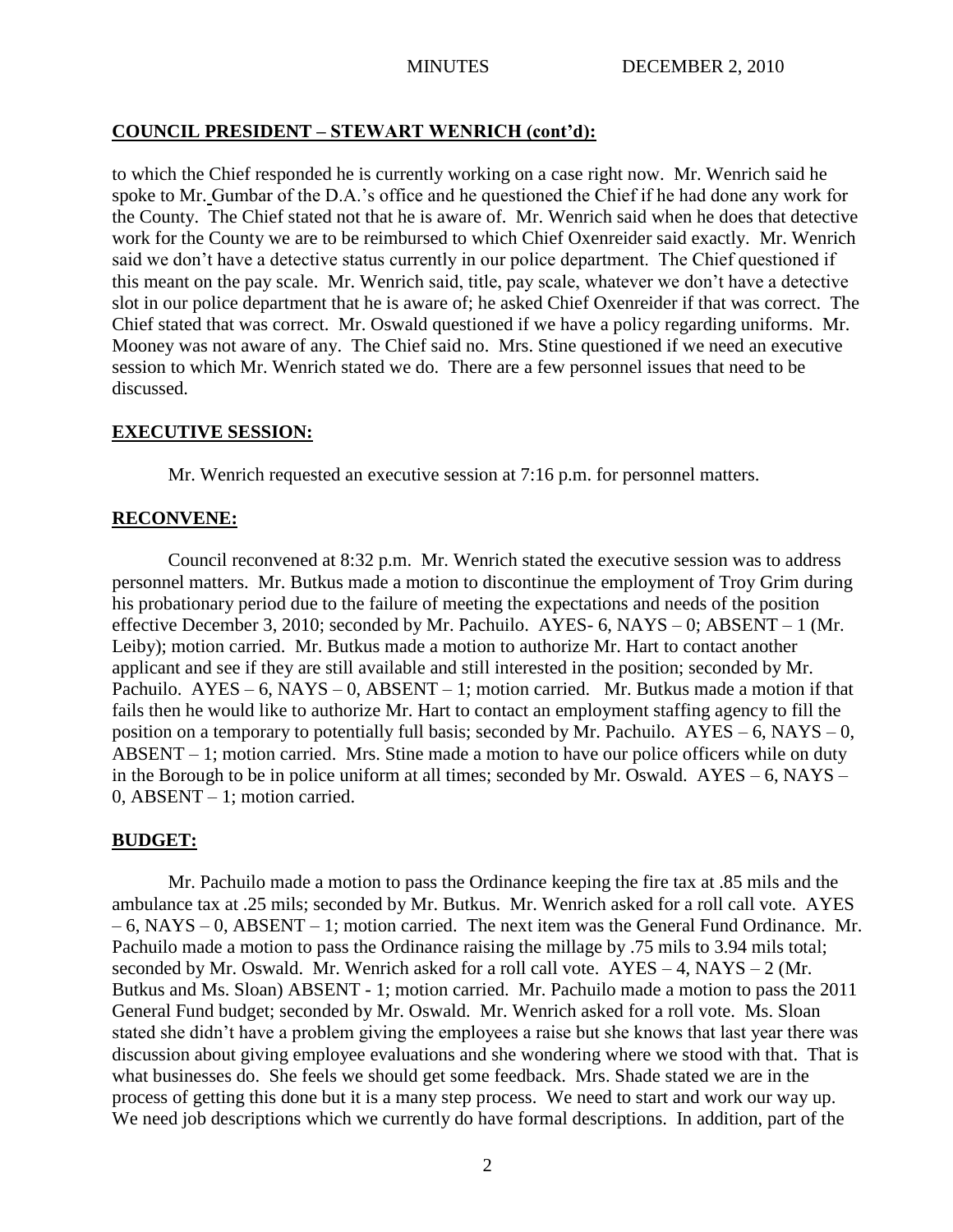## COUNCIL PRESIDENT – STEWART WENRICH (cont'd):

to which the Chief responded he is currently working on a case right now. Mr. Wenrich said he spoke to Mr. Gumbar of the D.A.'s office and he questioned the Chief if he had done any work for the County. The Chief stated not that he is aware of. Mr. Wenrich said when he does that detective work for the County we are to be reimbursed to which Chief Oxenreider said exactly. Mr. Wenrich said we don't have a detective status currently in our police department. The Chief questioned if this meant on the pay scale. Mr. Wenrich said, title, pay scale, whatever we don't have a detective slot in our police department that he is aware of; he asked Chief Oxenreider if that was correct. The Chief stated that was correct. Mr. Oswald questioned if we have a policy regarding uniforms. Mr. Mooney was not aware of any. The Chief said no. Mrs. Stine questioned if we need an executive session to which Mr. Wenrich stated we do. There are a few personnel issues that need to be discussed.

## EXECUTIVE SESSION:

Mr. Wenrich requested an executive session at 7:16 p.m. for personnel matters.

## RECONVENE:

Council reconvened at 8:32 p.m. Mr. Wenrich stated the executive session was to address personnel matters. Mr. Butkus made a motion to discontinue the employment of Troy Grim during his probationary period due to the failure of meeting the expectations and needs of the position effective December 3, 2010; seconded by Mr. Pachuilo. AYES- 6, NAYS – 0; ABSENT – 1 (Mr. Leiby); motion carried. Mr. Butkus made a motion to authorize Mr. Hart to contact another applicant and see if they are still available and still interested in the position; seconded by Mr. Pachuilo. AYES – 6, NAYS – 0, ABSENT – 1; motion carried. Mr. Butkus made a motion if that fails then he would like to authorize Mr. Hart to contact an employment staffing agency to fill the position on a temporary to potentially full basis; seconded by Mr. Pachuilo. AYES – 6, NAYS – 0, ABSENT – 1; motion carried. Mrs. Stine made a motion to have our police officers while on duty in the Borough to be in police uniform at all times; seconded by Mr. Oswald. AYES – 6, NAYS – 0, ABSENT – 1; motion carried.

## BUDGET:

Mr. Pachuilo made a motion to pass the Ordinance keeping the fire tax at .85 mils and the ambulance tax at .25 mils; seconded by Mr. Butkus. Mr. Wenrich asked for a roll call vote. AYES – 6, NAYS – 0, ABSENT – 1; motion carried. The next item was the General Fund Ordinance. Mr. Pachuilo made a motion to pass the Ordinance raising the millage by .75 mils to 3.94 mils total; seconded by Mr. Oswald. Mr. Wenrich asked for a roll call vote. AYES – 4, NAYS – 2 (Mr. Butkus and Ms. Sloan) ABSENT - 1; motion carried. Mr. Pachuilo made a motion to pass the 2011 General Fund budget; seconded by Mr. Oswald. Mr. Wenrich asked for a roll vote. Ms. Sloan stated she didn't have a problem giving the employees a raise but she knows that last year there was discussion about giving employee evaluations and she wondering where we stood with that. That is what businesses do. She feels we should get some feedback. Mrs. Shade stated we are in the process of getting this done but it is a many step process. We need to start and work our way up. We need job descriptions which we currently do have formal descriptions. In addition, part of the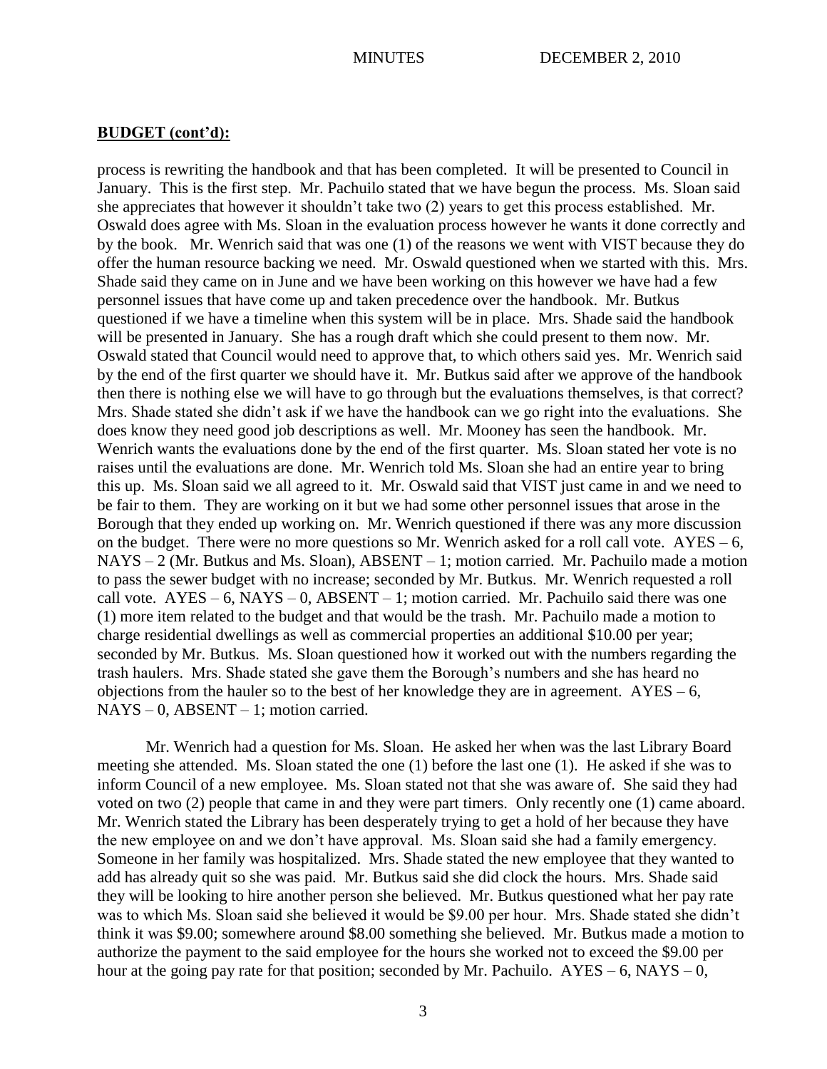**BUDGET (cont'd):**

process is rewriting the handbook and that has been completed. It will be presented to Council in January. This is the first step. Mr. Pachuilo stated that we have begun the process. Ms. Sloan said she appreciates that however it shouldn't take two (2) years to get this process established. Mr. Oswald does agree with Ms. Sloan in the evaluation process however he wants it done correctly and by the book. Mr. Wenrich said that was one (1) of the reasons we went with VIST because they do offer the human resource backing we need. Mr. Oswald questioned when we started with this. Mrs. Shade said they came on in June and we have been working on this however we have had a few personnel issues that have come up and taken precedence over the handbook. Mr. Butkus questioned if we have a timeline when this system will be in place. Mrs. Shade said the handbook will be presented in January. She has a rough draft which she could present to them now. Mr. Oswald stated that Council would need to approve that, to which others said yes. Mr. Wenrich said by the end of the first quarter we should have it. Mr. Butkus said after we approve of the handbook then there is nothing else we will have to go through but the evaluations themselves, is that correct? Mrs. Shade stated she didn't ask if we have the handbook can we go right into the evaluations. She does know they need good job descriptions as well. Mr. Mooney has seen the handbook. Mr. Wenrich wants the evaluations done by the end of the first quarter. Ms. Sloan stated her vote is no raises until the evaluations are done. Mr. Wenrich told Ms. Sloan she had an entire year to bring this up. Ms. Sloan said we all agreed to it. Mr. Oswald said that VIST just came in and we need to be fair to them. They are working on it but we had some other personnel issues that arose in the Borough that they ended up working on. Mr. Wenrich questioned if there was any more discussion on the budget. There were no more questions so Mr. Wenrich asked for a roll call vote. AYES – 6, NAYS – 2 (Mr. Butkus and Ms. Sloan), ABSENT – 1; motion carried. Mr. Pachuilo made a motion to pass the sewer budget with no increase; seconded by Mr. Butkus. Mr. Wenrich requested a roll call vote. AYES – 6, NAYS – 0, ABSENT – 1; motion carried. Mr. Pachuilo said there was one (1) more item related to the budget and that would be the trash. Mr. Pachuilo made a motion to charge residential dwellings as well as commercial properties an additional $10.00 per year; seconded by Mr. Butkus. Ms. Sloan questioned how it worked out with the numbers regarding the trash haulers. Mrs. Shade stated she gave them the Borough's numbers and she has heard no objections from the hauler so to the best of her knowledge they are in agreement. AYES – 6, NAYS – 0, ABSENT – 1; motion carried.

Mr. Wenrich had a question for Ms. Sloan. He asked her when was the last Library Board meeting she attended. Ms. Sloan stated the one (1) before the last one (1). He asked if she was to inform Council of a new employee. Ms. Sloan stated not that she was aware of. She said they had voted on two (2) people that came in and they were part timers. Only recently one (1) came aboard. Mr. Wenrich stated the Library has been desperately trying to get a hold of her because they have the new employee on and we don't have approval. Ms. Sloan said she had a family emergency. Someone in her family was hospitalized. Mrs. Shade stated the new employee that they wanted to add has already quit so she was paid. Mr. Butkus said she did clock the hours. Mrs. Shade said they will be looking to hire another person she believed. Mr. Butkus questioned what her pay rate was to which Ms. Sloan said she believed it would be $9.00 per hour. Mrs. Shade stated she didn't think it was $9.00; somewhere around $8.00 something she believed. Mr. Butkus made a motion to authorize the payment to the said employee for the hours she worked not to exceed the $9.00 per hour at the going pay rate for that position; seconded by Mr. Pachuilo. AYES – 6, NAYS – 0,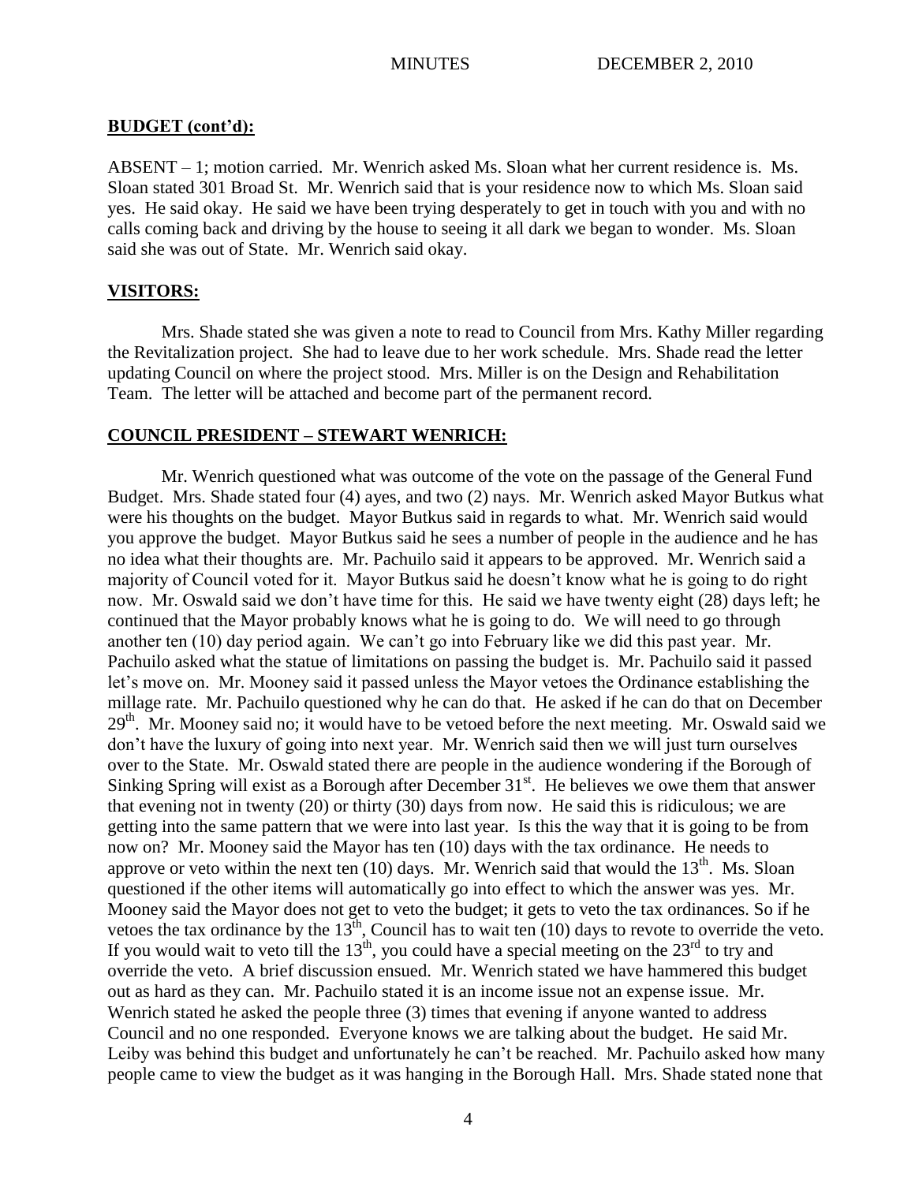## BUDGET (cont'd):

ABSENT – 1; motion carried. Mr. Wenrich asked Ms. Sloan what her current residence is. Ms. Sloan stated 301 Broad St. Mr. Wenrich said that is your residence now to which Ms. Sloan said yes. He said okay. He said we have been trying desperately to get in touch with you and with no calls coming back and driving by the house to seeing it all dark we began to wonder. Ms. Sloan said she was out of State. Mr. Wenrich said okay.

## VISITORS:

Mrs. Shade stated she was given a note to read to Council from Mrs. Kathy Miller regarding the Revitalization project. She had to leave due to her work schedule. Mrs. Shade read the letter updating Council on where the project stood. Mrs. Miller is on the Design and Rehabilitation Team. The letter will be attached and become part of the permanent record.

## COUNCIL PRESIDENT – STEWART WENRICH:

Mr. Wenrich questioned what was outcome of the vote on the passage of the General Fund Budget. Mrs. Shade stated four (4) ayes, and two (2) nays. Mr. Wenrich asked Mayor Butkus what were his thoughts on the budget. Mayor Butkus said in regards to what. Mr. Wenrich said would you approve the budget. Mayor Butkus said he sees a number of people in the audience and he has no idea what their thoughts are. Mr. Pachuilo said it appears to be approved. Mr. Wenrich said a majority of Council voted for it. Mayor Butkus said he doesn't know what he is going to do right now. Mr. Oswald said we don't have time for this. He said we have twenty eight (28) days left; he continued that the Mayor probably knows what he is going to do. We will need to go through another ten (10) day period again. We can't go into February like we did this past year. Mr. Pachuilo asked what the statue of limitations on passing the budget is. Mr. Pachuilo said it passed let's move on. Mr. Mooney said it passed unless the Mayor vetoes the Ordinance establishing the millage rate. Mr. Pachuilo questioned why he can do that. He asked if he can do that on December 29th. Mr. Mooney said no; it would have to be vetoed before the next meeting. Mr. Oswald said we don't have the luxury of going into next year. Mr. Wenrich said then we will just turn ourselves over to the State. Mr. Oswald stated there are people in the audience wondering if the Borough of Sinking Spring will exist as a Borough after December 31st. He believes we owe them that answer that evening not in twenty (20) or thirty (30) days from now. He said this is ridiculous; we are getting into the same pattern that we were into last year. Is this the way that it is going to be from now on? Mr. Mooney said the Mayor has ten (10) days with the tax ordinance. He needs to approve or veto within the next ten (10) days. Mr. Wenrich said that would the 13th. Ms. Sloan questioned if the other items will automatically go into effect to which the answer was yes. Mr. Mooney said the Mayor does not get to veto the budget; it gets to veto the tax ordinances. So if he vetoes the tax ordinance by the 13th, Council has to wait ten (10) days to revote to override the veto. If you would wait to veto till the 13th, you could have a special meeting on the 23rd to try and override the veto. A brief discussion ensued. Mr. Wenrich stated we have hammered this budget out as hard as they can. Mr. Pachuilo stated it is an income issue not an expense issue. Mr. Wenrich stated he asked the people three (3) times that evening if anyone wanted to address Council and no one responded. Everyone knows we are talking about the budget. He said Mr. Leiby was behind this budget and unfortunately he can't be reached. Mr. Pachuilo asked how many people came to view the budget as it was hanging in the Borough Hall. Mrs. Shade stated none that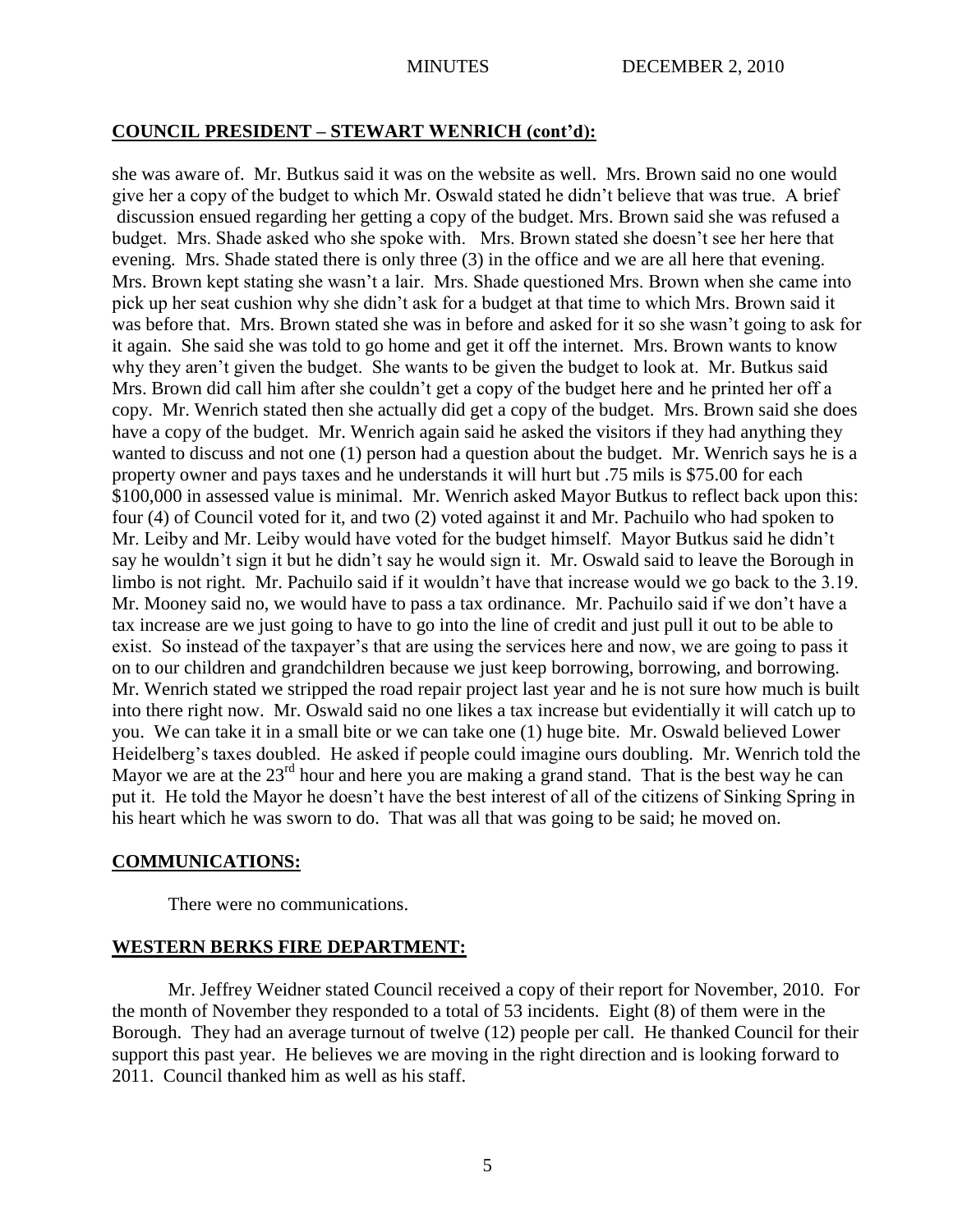## COUNCIL PRESIDENT – STEWART WENRICH (cont'd):

she was aware of. Mr. Butkus said it was on the website as well. Mrs. Brown said no one would give her a copy of the budget to which Mr. Oswald stated he didn't believe that was true. A brief discussion ensued regarding her getting a copy of the budget. Mrs. Brown said she was refused a budget. Mrs. Shade asked who she spoke with. Mrs. Brown stated she doesn't see her here that evening. Mrs. Shade stated there is only three (3) in the office and we are all here that evening. Mrs. Brown kept stating she wasn't a lair. Mrs. Shade questioned Mrs. Brown when she came into pick up her seat cushion why she didn't ask for a budget at that time to which Mrs. Brown said it was before that. Mrs. Brown stated she was in before and asked for it so she wasn't going to ask for it again. She said she was told to go home and get it off the internet. Mrs. Brown wants to know why they aren't given the budget. She wants to be given the budget to look at. Mr. Butkus said Mrs. Brown did call him after she couldn't get a copy of the budget here and he printed her off a copy. Mr. Wenrich stated then she actually did get a copy of the budget. Mrs. Brown said she does have a copy of the budget. Mr. Wenrich again said he asked the visitors if they had anything they wanted to discuss and not one (1) person had a question about the budget. Mr. Wenrich says he is a property owner and pays taxes and he understands it will hurt but .75 mils is $75.00 for each $100,000 in assessed value is minimal. Mr. Wenrich asked Mayor Butkus to reflect back upon this: four (4) of Council voted for it, and two (2) voted against it and Mr. Pachuilo who had spoken to Mr. Leiby and Mr. Leiby would have voted for the budget himself. Mayor Butkus said he didn't say he wouldn't sign it but he didn't say he would sign it. Mr. Oswald said to leave the Borough in limbo is not right. Mr. Pachuilo said if it wouldn't have that increase would we go back to the 3.19. Mr. Mooney said no, we would have to pass a tax ordinance. Mr. Pachuilo said if we don't have a tax increase are we just going to have to go into the line of credit and just pull it out to be able to exist. So instead of the taxpayer's that are using the services here and now, we are going to pass it on to our children and grandchildren because we just keep borrowing, borrowing, and borrowing. Mr. Wenrich stated we stripped the road repair project last year and he is not sure how much is built into there right now. Mr. Oswald said no one likes a tax increase but evidentially it will catch up to you. We can take it in a small bite or we can take one (1) huge bite. Mr. Oswald believed Lower Heidelberg's taxes doubled. He asked if people could imagine ours doubling. Mr. Wenrich told the Mayor we are at the 23rd hour and here you are making a grand stand. That is the best way he can put it. He told the Mayor he doesn't have the best interest of all of the citizens of Sinking Spring in his heart which he was sworn to do. That was all that was going to be said; he moved on.

## COMMUNICATIONS:

There were no communications.

## WESTERN BERKS FIRE DEPARTMENT:

Mr. Jeffrey Weidner stated Council received a copy of their report for November, 2010. For the month of November they responded to a total of 53 incidents. Eight (8) of them were in the Borough. They had an average turnout of twelve (12) people per call. He thanked Council for their support this past year. He believes we are moving in the right direction and is looking forward to 2011. Council thanked him as well as his staff.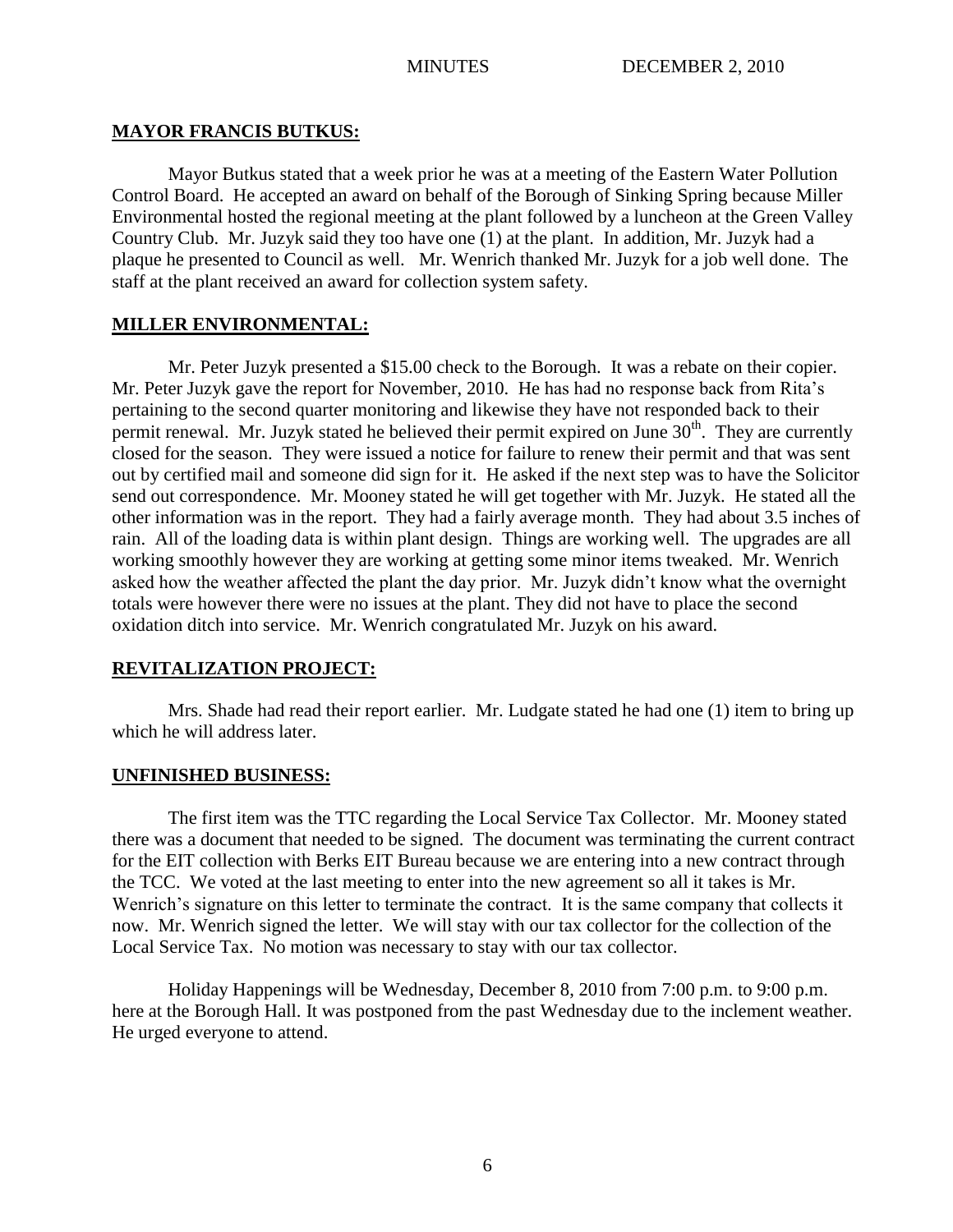## MAYOR FRANCIS BUTKUS:

Mayor Butkus stated that a week prior he was at a meeting of the Eastern Water Pollution Control Board. He accepted an award on behalf of the Borough of Sinking Spring because Miller Environmental hosted the regional meeting at the plant followed by a luncheon at the Green Valley Country Club. Mr. Juzyk said they too have one (1) at the plant. In addition, Mr. Juzyk had a plaque he presented to Council as well. Mr. Wenrich thanked Mr. Juzyk for a job well done. The staff at the plant received an award for collection system safety.

## MILLER ENVIRONMENTAL:

Mr. Peter Juzyk presented a $15.00 check to the Borough. It was a rebate on their copier. Mr. Peter Juzyk gave the report for November, 2010. He has had no response back from Rita's pertaining to the second quarter monitoring and likewise they have not responded back to their permit renewal. Mr. Juzyk stated he believed their permit expired on June 30th. They are currently closed for the season. They were issued a notice for failure to renew their permit and that was sent out by certified mail and someone did sign for it. He asked if the next step was to have the Solicitor send out correspondence. Mr. Mooney stated he will get together with Mr. Juzyk. He stated all the other information was in the report. They had a fairly average month. They had about 3.5 inches of rain. All of the loading data is within plant design. Things are working well. The upgrades are all working smoothly however they are working at getting some minor items tweaked. Mr. Wenrich asked how the weather affected the plant the day prior. Mr. Juzyk didn't know what the overnight totals were however there were no issues at the plant. They did not have to place the second oxidation ditch into service. Mr. Wenrich congratulated Mr. Juzyk on his award.

## REVITALIZATION PROJECT:

Mrs. Shade had read their report earlier. Mr. Ludgate stated he had one (1) item to bring up which he will address later.

## UNFINISHED BUSINESS:

The first item was the TTC regarding the Local Service Tax Collector. Mr. Mooney stated there was a document that needed to be signed. The document was terminating the current contract for the EIT collection with Berks EIT Bureau because we are entering into a new contract through the TCC. We voted at the last meeting to enter into the new agreement so all it takes is Mr. Wenrich's signature on this letter to terminate the contract. It is the same company that collects it now. Mr. Wenrich signed the letter. We will stay with our tax collector for the collection of the Local Service Tax. No motion was necessary to stay with our tax collector.

Holiday Happenings will be Wednesday, December 8, 2010 from 7:00 p.m. to 9:00 p.m. here at the Borough Hall. It was postponed from the past Wednesday due to the inclement weather. He urged everyone to attend.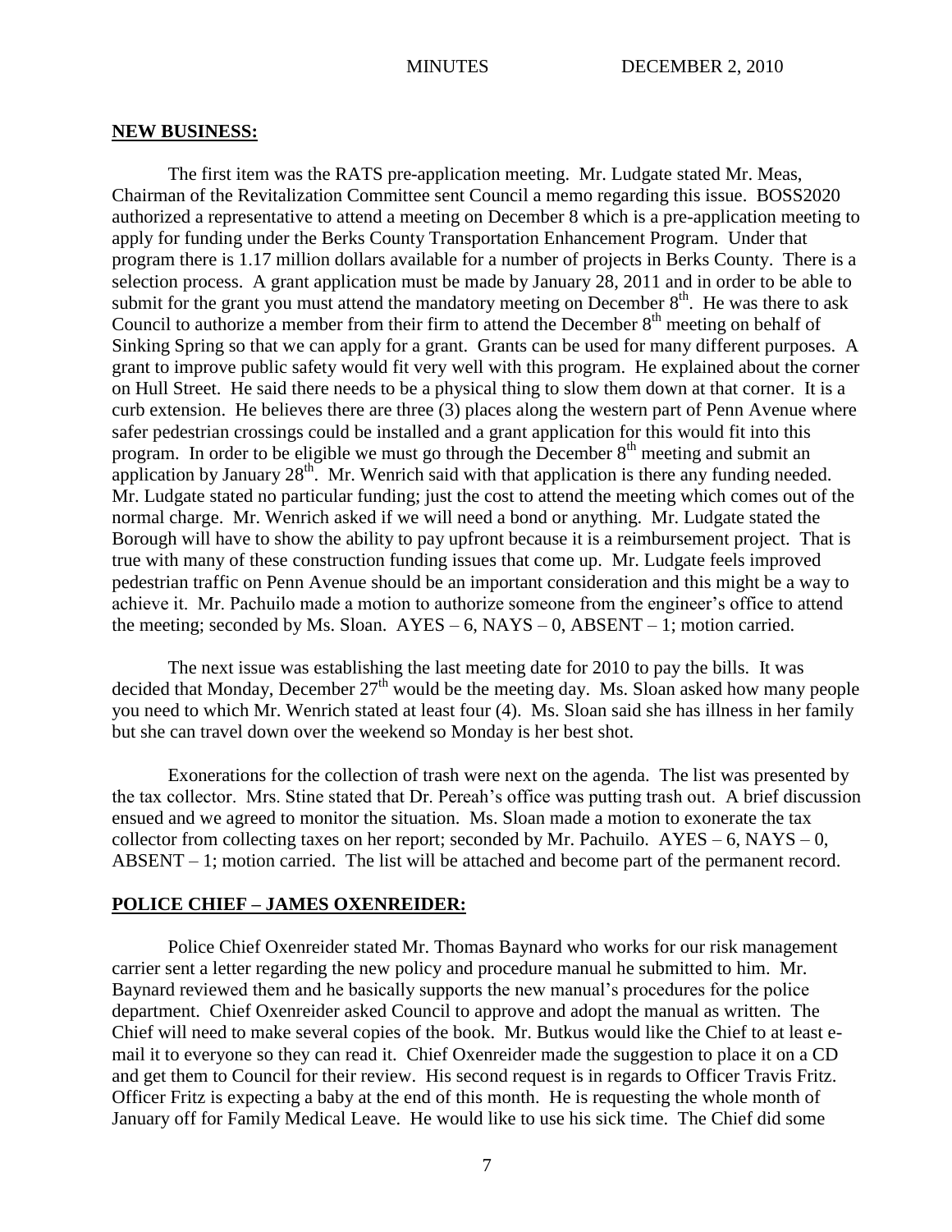## NEW BUSINESS:

The first item was the RATS pre-application meeting. Mr. Ludgate stated Mr. Meas, Chairman of the Revitalization Committee sent Council a memo regarding this issue. BOSS2020 authorized a representative to attend a meeting on December 8 which is a pre-application meeting to apply for funding under the Berks County Transportation Enhancement Program. Under that program there is 1.17 million dollars available for a number of projects in Berks County. There is a selection process. A grant application must be made by January 28, 2011 and in order to be able to submit for the grant you must attend the mandatory meeting on December 8th. He was there to ask Council to authorize a member from their firm to attend the December 8th meeting on behalf of Sinking Spring so that we can apply for a grant. Grants can be used for many different purposes. A grant to improve public safety would fit very well with this program. He explained about the corner on Hull Street. He said there needs to be a physical thing to slow them down at that corner. It is a curb extension. He believes there are three (3) places along the western part of Penn Avenue where safer pedestrian crossings could be installed and a grant application for this would fit into this program. In order to be eligible we must go through the December 8th meeting and submit an application by January 28th. Mr. Wenrich said with that application is there any funding needed. Mr. Ludgate stated no particular funding; just the cost to attend the meeting which comes out of the normal charge. Mr. Wenrich asked if we will need a bond or anything. Mr. Ludgate stated the Borough will have to show the ability to pay upfront because it is a reimbursement project. That is true with many of these construction funding issues that come up. Mr. Ludgate feels improved pedestrian traffic on Penn Avenue should be an important consideration and this might be a way to achieve it. Mr. Pachuilo made a motion to authorize someone from the engineer's office to attend the meeting; seconded by Ms. Sloan. AYES – 6, NAYS – 0, ABSENT – 1; motion carried.

The next issue was establishing the last meeting date for 2010 to pay the bills. It was decided that Monday, December 27th would be the meeting day. Ms. Sloan asked how many people you need to which Mr. Wenrich stated at least four (4). Ms. Sloan said she has illness in her family but she can travel down over the weekend so Monday is her best shot.

Exonerations for the collection of trash were next on the agenda. The list was presented by the tax collector. Mrs. Stine stated that Dr. Pereah's office was putting trash out. A brief discussion ensued and we agreed to monitor the situation. Ms. Sloan made a motion to exonerate the tax collector from collecting taxes on her report; seconded by Mr. Pachuilo. AYES – 6, NAYS – 0, ABSENT – 1; motion carried. The list will be attached and become part of the permanent record.

## POLICE CHIEF – JAMES OXENREIDER:

Police Chief Oxenreider stated Mr. Thomas Baynard who works for our risk management carrier sent a letter regarding the new policy and procedure manual he submitted to him. Mr. Baynard reviewed them and he basically supports the new manual's procedures for the police department. Chief Oxenreider asked Council to approve and adopt the manual as written. The Chief will need to make several copies of the book. Mr. Butkus would like the Chief to at least e-mail it to everyone so they can read it. Chief Oxenreider made the suggestion to place it on a CD and get them to Council for their review. His second request is in regards to Officer Travis Fritz. Officer Fritz is expecting a baby at the end of this month. He is requesting the whole month of January off for Family Medical Leave. He would like to use his sick time. The Chief did some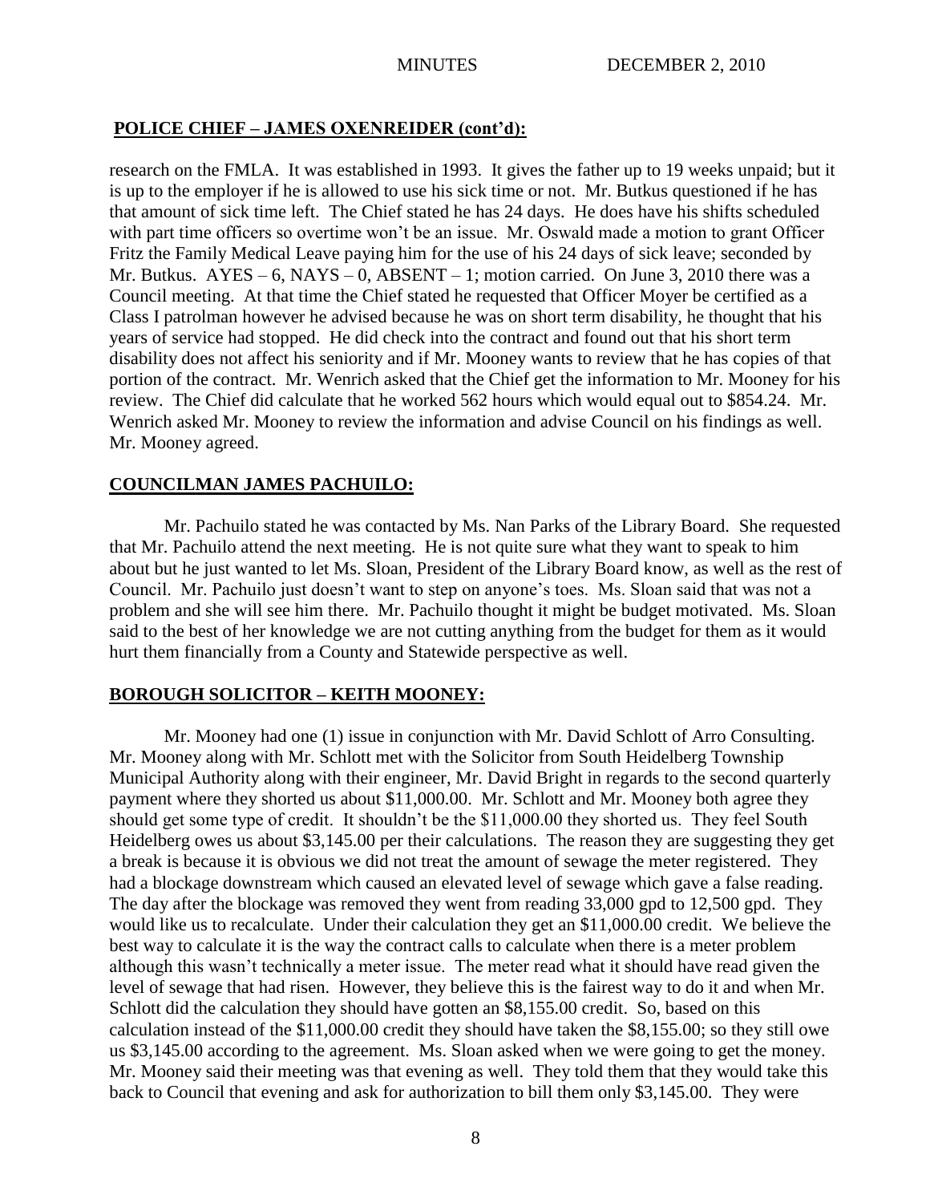## POLICE CHIEF – JAMES OXENREIDER (cont'd):

research on the FMLA. It was established in 1993. It gives the father up to 19 weeks unpaid; but it is up to the employer if he is allowed to use his sick time or not. Mr. Butkus questioned if he has that amount of sick time left. The Chief stated he has 24 days. He does have his shifts scheduled with part time officers so overtime won't be an issue. Mr. Oswald made a motion to grant Officer Fritz the Family Medical Leave paying him for the use of his 24 days of sick leave; seconded by Mr. Butkus. AYES – 6, NAYS – 0, ABSENT – 1; motion carried. On June 3, 2010 there was a Council meeting. At that time the Chief stated he requested that Officer Moyer be certified as a Class I patrolman however he advised because he was on short term disability, he thought that his years of service had stopped. He did check into the contract and found out that his short term disability does not affect his seniority and if Mr. Mooney wants to review that he has copies of that portion of the contract. Mr. Wenrich asked that the Chief get the information to Mr. Mooney for his review. The Chief did calculate that he worked 562 hours which would equal out to $854.24. Mr. Wenrich asked Mr. Mooney to review the information and advise Council on his findings as well. Mr. Mooney agreed.

## COUNCILMAN JAMES PACHUILO:

Mr. Pachuilo stated he was contacted by Ms. Nan Parks of the Library Board. She requested that Mr. Pachuilo attend the next meeting. He is not quite sure what they want to speak to him about but he just wanted to let Ms. Sloan, President of the Library Board know, as well as the rest of Council. Mr. Pachuilo just doesn't want to step on anyone's toes. Ms. Sloan said that was not a problem and she will see him there. Mr. Pachuilo thought it might be budget motivated. Ms. Sloan said to the best of her knowledge we are not cutting anything from the budget for them as it would hurt them financially from a County and Statewide perspective as well.

## BOROUGH SOLICITOR – KEITH MOONEY:

Mr. Mooney had one (1) issue in conjunction with Mr. David Schlott of Arro Consulting. Mr. Mooney along with Mr. Schlott met with the Solicitor from South Heidelberg Township Municipal Authority along with their engineer, Mr. David Bright in regards to the second quarterly payment where they shorted us about $11,000.00. Mr. Schlott and Mr. Mooney both agree they should get some type of credit. It shouldn't be the $11,000.00 they shorted us. They feel South Heidelberg owes us about $3,145.00 per their calculations. The reason they are suggesting they get a break is because it is obvious we did not treat the amount of sewage the meter registered. They had a blockage downstream which caused an elevated level of sewage which gave a false reading. The day after the blockage was removed they went from reading 33,000 gpd to 12,500 gpd. They would like us to recalculate. Under their calculation they get an $11,000.00 credit. We believe the best way to calculate it is the way the contract calls to calculate when there is a meter problem although this wasn't technically a meter issue. The meter read what it should have read given the level of sewage that had risen. However, they believe this is the fairest way to do it and when Mr. Schlott did the calculation they should have gotten an $8,155.00 credit. So, based on this calculation instead of the $11,000.00 credit they should have taken the $8,155.00; so they still owe us $3,145.00 according to the agreement. Ms. Sloan asked when we were going to get the money. Mr. Mooney said their meeting was that evening as well. They told them that they would take this back to Council that evening and ask for authorization to bill them only $3,145.00. They were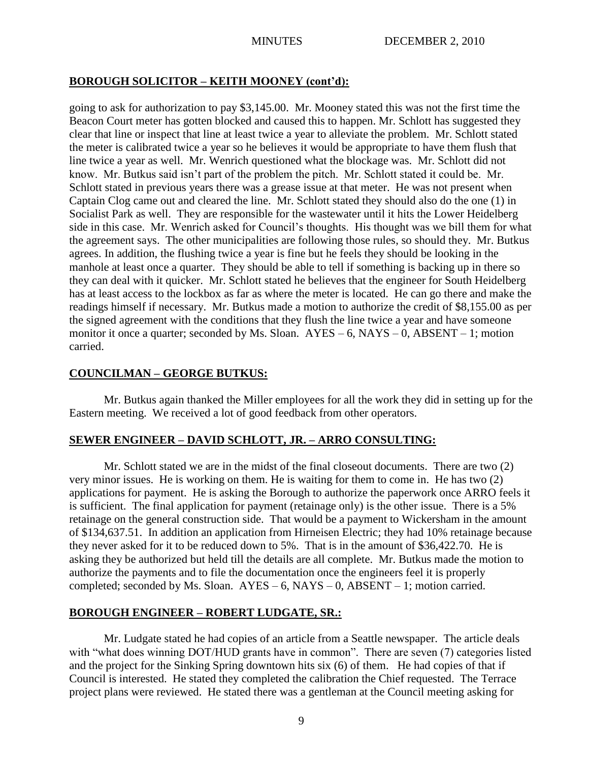## BOROUGH SOLICITOR – KEITH MOONEY (cont'd):

going to ask for authorization to pay $3,145.00. Mr. Mooney stated this was not the first time the Beacon Court meter has gotten blocked and caused this to happen. Mr. Schlott has suggested they clear that line or inspect that line at least twice a year to alleviate the problem. Mr. Schlott stated the meter is calibrated twice a year so he believes it would be appropriate to have them flush that line twice a year as well. Mr. Wenrich questioned what the blockage was. Mr. Schlott did not know. Mr. Butkus said isn't part of the problem the pitch. Mr. Schlott stated it could be. Mr. Schlott stated in previous years there was a grease issue at that meter. He was not present when Captain Clog came out and cleared the line. Mr. Schlott stated they should also do the one (1) in Socialist Park as well. They are responsible for the wastewater until it hits the Lower Heidelberg side in this case. Mr. Wenrich asked for Council's thoughts. His thought was we bill them for what the agreement says. The other municipalities are following those rules, so should they. Mr. Butkus agrees. In addition, the flushing twice a year is fine but he feels they should be looking in the manhole at least once a quarter. They should be able to tell if something is backing up in there so they can deal with it quicker. Mr. Schlott stated he believes that the engineer for South Heidelberg has at least access to the lockbox as far as where the meter is located. He can go there and make the readings himself if necessary. Mr. Butkus made a motion to authorize the credit of $8,155.00 as per the signed agreement with the conditions that they flush the line twice a year and have someone monitor it once a quarter; seconded by Ms. Sloan. AYES – 6, NAYS – 0, ABSENT – 1; motion carried.

## COUNCILMAN – GEORGE BUTKUS:

Mr. Butkus again thanked the Miller employees for all the work they did in setting up for the Eastern meeting. We received a lot of good feedback from other operators.

## SEWER ENGINEER – DAVID SCHLOTT, JR. – ARRO CONSULTING:

Mr. Schlott stated we are in the midst of the final closeout documents. There are two (2) very minor issues. He is working on them. He is waiting for them to come in. He has two (2) applications for payment. He is asking the Borough to authorize the paperwork once ARRO feels it is sufficient. The final application for payment (retainage only) is the other issue. There is a 5% retainage on the general construction side. That would be a payment to Wickersham in the amount of $134,637.51. In addition an application from Hirneisen Electric; they had 10% retainage because they never asked for it to be reduced down to 5%. That is in the amount of $36,422.70. He is asking they be authorized but held till the details are all complete. Mr. Butkus made the motion to authorize the payments and to file the documentation once the engineers feel it is properly completed; seconded by Ms. Sloan. AYES – 6, NAYS – 0, ABSENT – 1; motion carried.

## BOROUGH ENGINEER – ROBERT LUDGATE, SR.:

Mr. Ludgate stated he had copies of an article from a Seattle newspaper. The article deals with "what does winning DOT/HUD grants have in common". There are seven (7) categories listed and the project for the Sinking Spring downtown hits six (6) of them. He had copies of that if Council is interested. He stated they completed the calibration the Chief requested. The Terrace project plans were reviewed. He stated there was a gentleman at the Council meeting asking for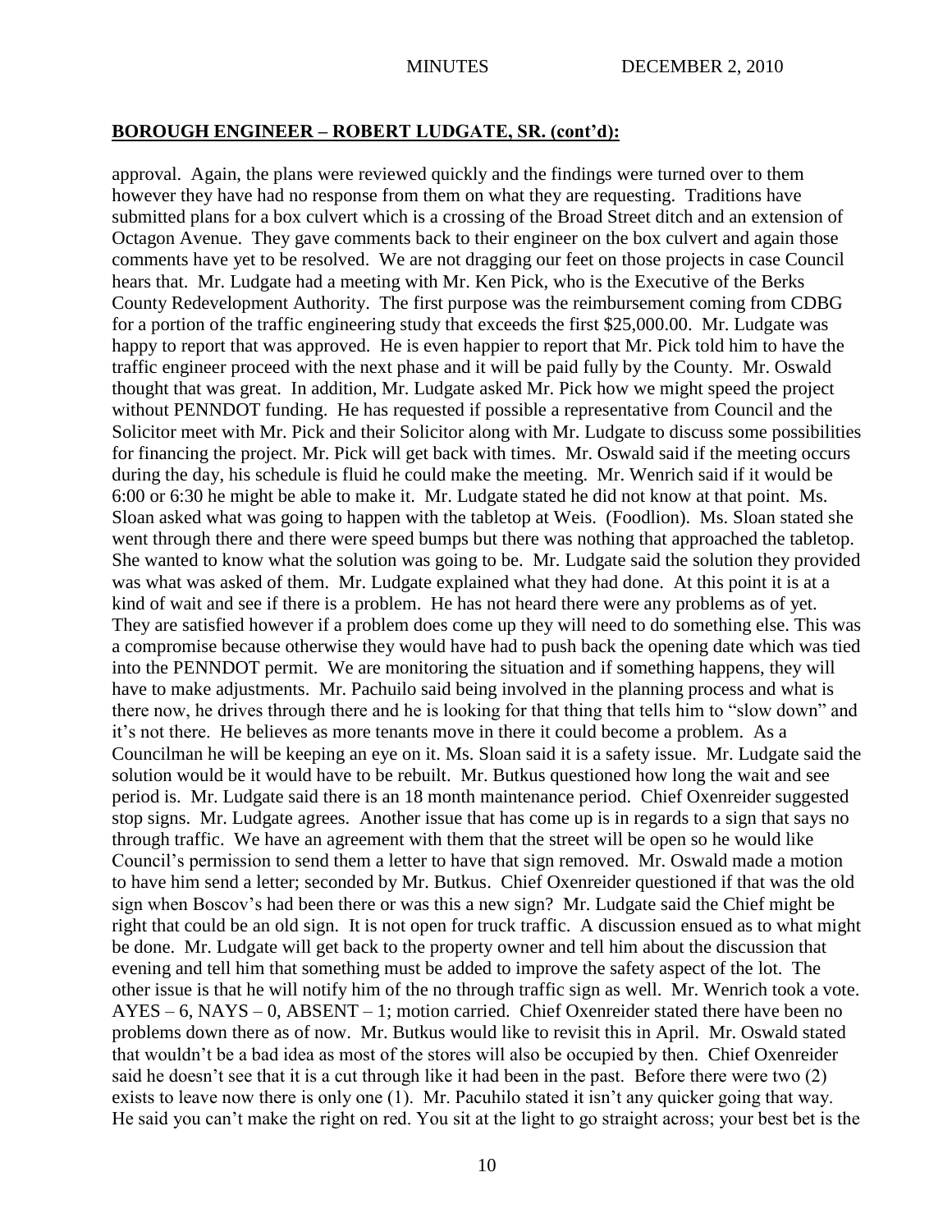## BOROUGH ENGINEER – ROBERT LUDGATE, SR. (cont'd):

approval. Again, the plans were reviewed quickly and the findings were turned over to them however they have had no response from them on what they are requesting. Traditions have submitted plans for a box culvert which is a crossing of the Broad Street ditch and an extension of Octagon Avenue. They gave comments back to their engineer on the box culvert and again those comments have yet to be resolved. We are not dragging our feet on those projects in case Council hears that. Mr. Ludgate had a meeting with Mr. Ken Pick, who is the Executive of the Berks County Redevelopment Authority. The first purpose was the reimbursement coming from CDBG for a portion of the traffic engineering study that exceeds the first $25,000.00. Mr. Ludgate was happy to report that was approved. He is even happier to report that Mr. Pick told him to have the traffic engineer proceed with the next phase and it will be paid fully by the County. Mr. Oswald thought that was great. In addition, Mr. Ludgate asked Mr. Pick how we might speed the project without PENNDOT funding. He has requested if possible a representative from Council and the Solicitor meet with Mr. Pick and their Solicitor along with Mr. Ludgate to discuss some possibilities for financing the project. Mr. Pick will get back with times. Mr. Oswald said if the meeting occurs during the day, his schedule is fluid he could make the meeting. Mr. Wenrich said if it would be 6:00 or 6:30 he might be able to make it. Mr. Ludgate stated he did not know at that point. Ms. Sloan asked what was going to happen with the tabletop at Weis. (Foodlion). Ms. Sloan stated she went through there and there were speed bumps but there was nothing that approached the tabletop. She wanted to know what the solution was going to be. Mr. Ludgate said the solution they provided was what was asked of them. Mr. Ludgate explained what they had done. At this point it is at a kind of wait and see if there is a problem. He has not heard there were any problems as of yet. They are satisfied however if a problem does come up they will need to do something else. This was a compromise because otherwise they would have had to push back the opening date which was tied into the PENNDOT permit. We are monitoring the situation and if something happens, they will have to make adjustments. Mr. Pachuilo said being involved in the planning process and what is there now, he drives through there and he is looking for that thing that tells him to "slow down" and it's not there. He believes as more tenants move in there it could become a problem. As a Councilman he will be keeping an eye on it. Ms. Sloan said it is a safety issue. Mr. Ludgate said the solution would be it would have to be rebuilt. Mr. Butkus questioned how long the wait and see period is. Mr. Ludgate said there is an 18 month maintenance period. Chief Oxenreider suggested stop signs. Mr. Ludgate agrees. Another issue that has come up is in regards to a sign that says no through traffic. We have an agreement with them that the street will be open so he would like Council's permission to send them a letter to have that sign removed. Mr. Oswald made a motion to have him send a letter; seconded by Mr. Butkus. Chief Oxenreider questioned if that was the old sign when Boscov's had been there or was this a new sign? Mr. Ludgate said the Chief might be right that could be an old sign. It is not open for truck traffic. A discussion ensued as to what might be done. Mr. Ludgate will get back to the property owner and tell him about the discussion that evening and tell him that something must be added to improve the safety aspect of the lot. The other issue is that he will notify him of the no through traffic sign as well. Mr. Wenrich took a vote. AYES – 6, NAYS – 0, ABSENT – 1; motion carried. Chief Oxenreider stated there have been no problems down there as of now. Mr. Butkus would like to revisit this in April. Mr. Oswald stated that wouldn't be a bad idea as most of the stores will also be occupied by then. Chief Oxenreider said he doesn't see that it is a cut through like it had been in the past. Before there were two (2) exists to leave now there is only one (1). Mr. Pacuhilo stated it isn't any quicker going that way. He said you can't make the right on red. You sit at the light to go straight across; your best bet is the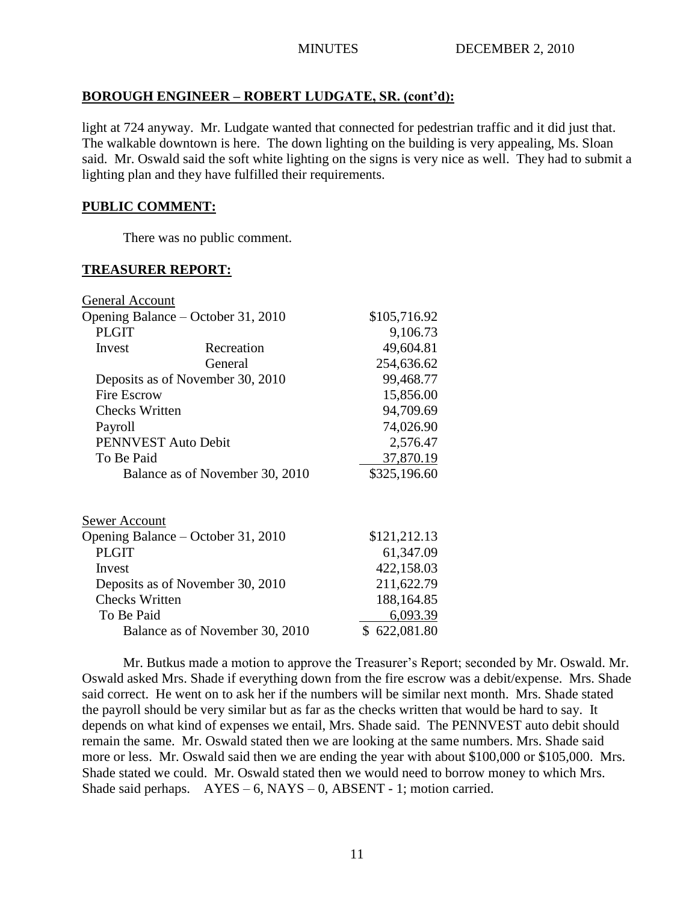## BOROUGH ENGINEER – ROBERT LUDGATE, SR. (cont'd):

light at 724 anyway. Mr. Ludgate wanted that connected for pedestrian traffic and it did just that. The walkable downtown is here. The down lighting on the building is very appealing, Ms. Sloan said. Mr. Oswald said the soft white lighting on the signs is very nice as well. They had to submit a lighting plan and they have fulfilled their requirements.

## PUBLIC COMMENT:

There was no public comment.

## TREASURER REPORT:

| General Account | | |
|---|---|---|
| Opening Balance – October 31, 2010 | | $105,716.92 |
| PLGIT | | 9,106.73 |
| Invest | Recreation | 49,604.81 |
| | General | 254,636.62 |
| Deposits as of November 30, 2010 | | 99,468.77 |
| Fire Escrow | | 15,856.00 |
| Checks Written | | 94,709.69 |
| Payroll | | 74,026.90 |
| PENNVEST Auto Debit | | 2,576.47 |
| To Be Paid | | 37,870.19 |
| Balance as of November 30, 2010 | | $325,196.60 |

| Sewer Account | |
|---|---|
| Opening Balance – October 31, 2010 | $121,212.13 |
| PLGIT | 61,347.09 |
| Invest | 422,158.03 |
| Deposits as of November 30, 2010 | 211,622.79 |
| Checks Written | 188,164.85 |
| To Be Paid | 6,093.39 |
| Balance as of November 30, 2010 | $ 622,081.80 |

Mr. Butkus made a motion to approve the Treasurer's Report; seconded by Mr. Oswald. Mr. Oswald asked Mrs. Shade if everything down from the fire escrow was a debit/expense. Mrs. Shade said correct. He went on to ask her if the numbers will be similar next month. Mrs. Shade stated the payroll should be very similar but as far as the checks written that would be hard to say. It depends on what kind of expenses we entail, Mrs. Shade said. The PENNVEST auto debit should remain the same. Mr. Oswald stated then we are looking at the same numbers. Mrs. Shade said more or less. Mr. Oswald said then we are ending the year with about $100,000 or $105,000. Mrs. Shade stated we could. Mr. Oswald stated then we would need to borrow money to which Mrs. Shade said perhaps. AYES – 6, NAYS – 0, ABSENT - 1; motion carried.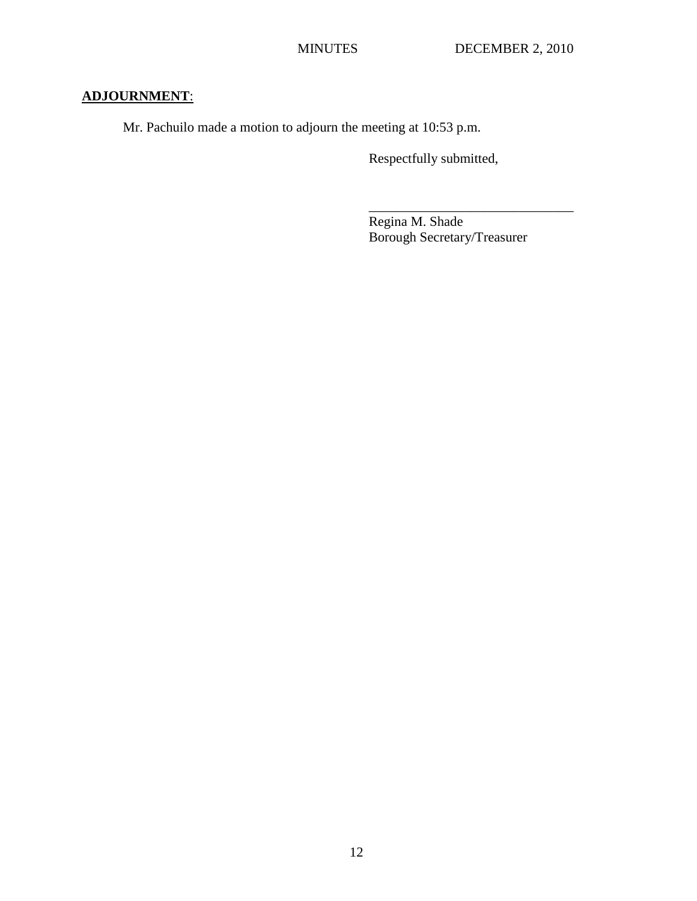**ADJOURNMENT**:

Mr. Pachuilo made a motion to adjourn the meeting at 10:53 p.m.

Respectfully submitted,

______________________________

Regina M. Shade
Borough Secretary/Treasurer